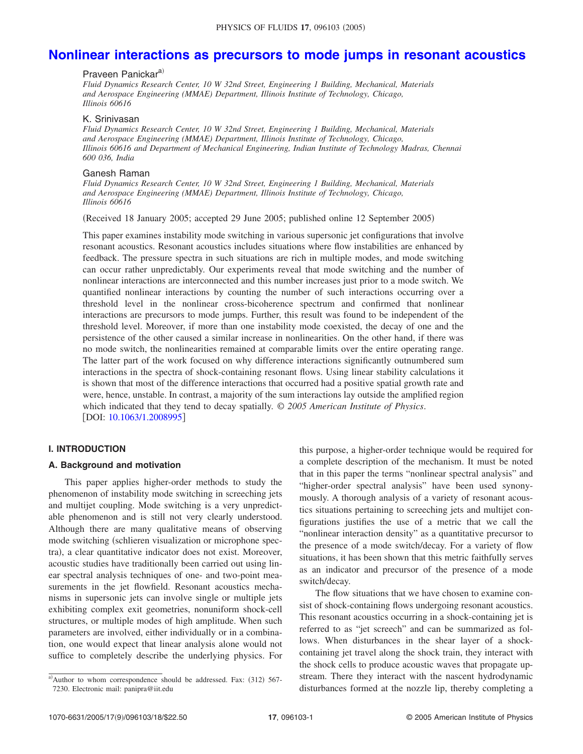# Nonlinear interactions as precursors to mode jumps in resonant acoustics

Praveen Panickar[a)]

*Fluid Dynamics Research Center, 10 W 32nd Street, Engineering 1 Building, Mechanical, Materials and Aerospace Engineering (MMAE) Department, Illinois Institute of Technology, Chicago, Illinois 60616*

K. Srinivasan

*Fluid Dynamics Research Center, 10 W 32nd Street, Engineering 1 Building, Mechanical, Materials and Aerospace Engineering (MMAE) Department, Illinois Institute of Technology, Chicago, Illinois 60616 and Department of Mechanical Engineering, Indian Institute of Technology Madras, Chennai 600 036, India*

Ganesh Raman

*Fluid Dynamics Research Center, 10 W 32nd Street, Engineering 1 Building, Mechanical, Materials and Aerospace Engineering (MMAE) Department, Illinois Institute of Technology, Chicago, Illinois 60616*

(Received 18 January 2005; accepted 29 June 2005; published online 12 September 2005)

This paper examines instability mode switching in various supersonic jet configurations that involve resonant acoustics. Resonant acoustics includes situations where flow instabilities are enhanced by feedback. The pressure spectra in such situations are rich in multiple modes, and mode switching can occur rather unpredictably. Our experiments reveal that mode switching and the number of nonlinear interactions are interconnected and this number increases just prior to a mode switch. We quantified nonlinear interactions by counting the number of such interactions occurring over a threshold level in the nonlinear cross-bicoherence spectrum and confirmed that nonlinear interactions are precursors to mode jumps. Further, this result was found to be independent of the threshold level. Moreover, if more than one instability mode coexisted, the decay of one and the persistence of the other caused a similar increase in nonlinearities. On the other hand, if there was no mode switch, the nonlinearities remained at comparable limits over the entire operating range. The latter part of the work focused on why difference interactions significantly outnumbered sum interactions in the spectra of shock-containing resonant flows. Using linear stability calculations it is shown that most of the difference interactions that occurred had a positive spatial growth rate and were, hence, unstable. In contrast, a majority of the sum interactions lay outside the amplified region which indicated that they tend to decay spatially. © *2005 American Institute of Physics*. [DOI: 10.1063/1.2008995]

## I. INTRODUCTION

### A. Background and motivation

This paper applies higher-order methods to study the phenomenon of instability mode switching in screeching jets and multijet coupling. Mode switching is a very unpredictable phenomenon and is still not very clearly understood. Although there are many qualitative means of observing mode switching (schlieren visualization or microphone spectra), a clear quantitative indicator does not exist. Moreover, acoustic studies have traditionally been carried out using linear spectral analysis techniques of one- and two-point measurements in the jet flowfield. Resonant acoustics mechanisms in supersonic jets can involve single or multiple jets exhibiting complex exit geometries, nonuniform shock-cell structures, or multiple modes of high amplitude. When such parameters are involved, either individually or in a combination, one would expect that linear analysis alone would not suffice to completely describe the underlying physics. For this purpose, a higher-order technique would be required for a complete description of the mechanism. It must be noted that in this paper the terms "nonlinear spectral analysis" and "higher-order spectral analysis" have been used synonymously. A thorough analysis of a variety of resonant acoustics situations pertaining to screeching jets and multijet configurations justifies the use of a metric that we call the "nonlinear interaction density" as a quantitative precursor to the presence of a mode switch/decay. For a variety of flow situations, it has been shown that this metric faithfully serves as an indicator and precursor of the presence of a mode switch/decay.

The flow situations that we have chosen to examine consist of shock-containing flows undergoing resonant acoustics. This resonant acoustics occurring in a shock-containing jet is referred to as "jet screech" and can be summarized as follows. When disturbances in the shear layer of a shock-containing jet travel along the shock train, they interact with the shock cells to produce acoustic waves that propagate upstream. There they interact with the nascent hydrodynamic disturbances formed at the nozzle lip, thereby completing a

[a)] Author to whom correspondence should be addressed. Fax: (312) 567-7230. Electronic mail: panipra@iit.edu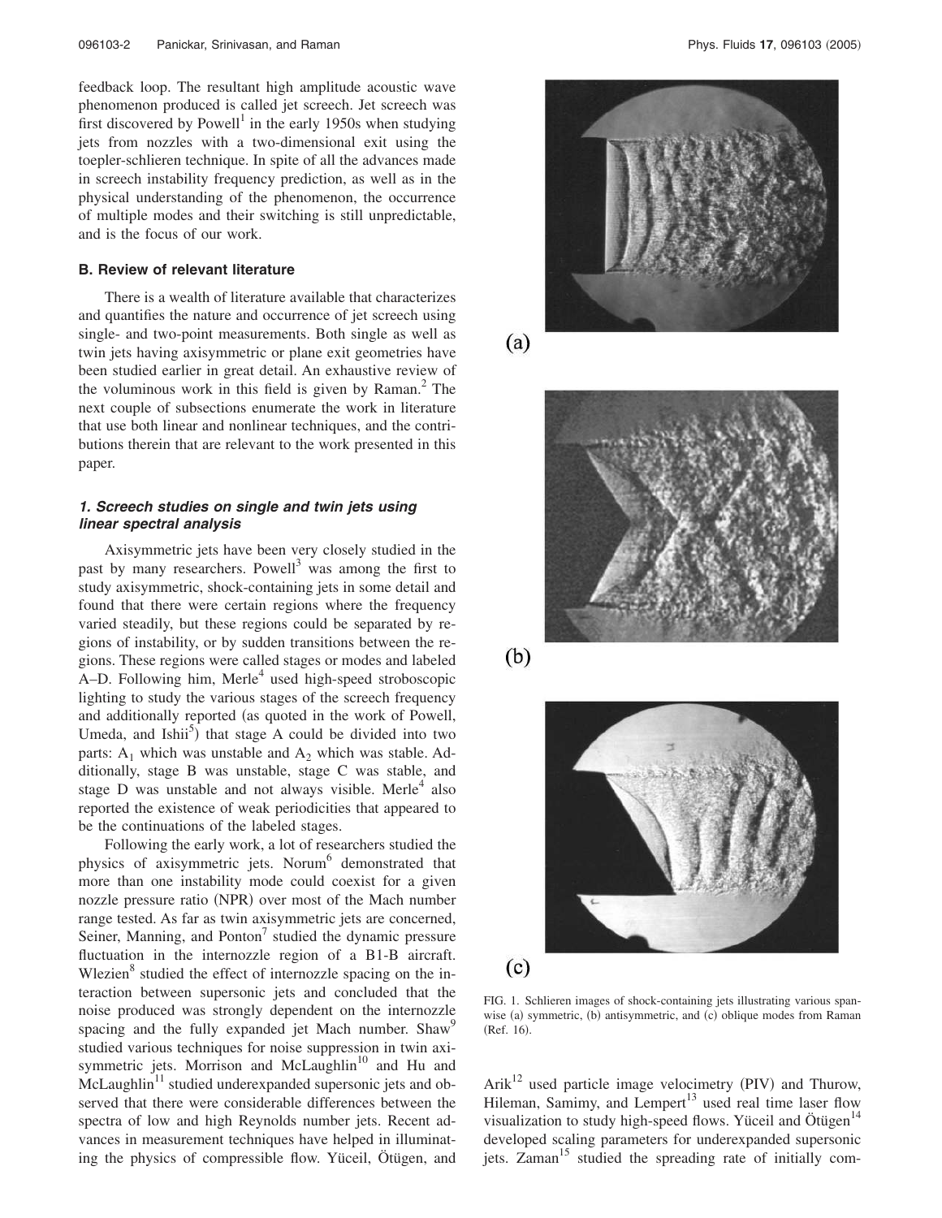feedback loop. The resultant high amplitude acoustic wave phenomenon produced is called jet screech. Jet screech was first discovered by Powell[1] in the early 1950s when studying jets from nozzles with a two-dimensional exit using the toepler-schlieren technique. In spite of all the advances made in screech instability frequency prediction, as well as in the physical understanding of the phenomenon, the occurrence of multiple modes and their switching is still unpredictable, and is the focus of our work.

### B. Review of relevant literature

There is a wealth of literature available that characterizes and quantifies the nature and occurrence of jet screech using single- and two-point measurements. Both single as well as twin jets having axisymmetric or plane exit geometries have been studied earlier in great detail. An exhaustive review of the voluminous work in this field is given by Raman.[2] The next couple of subsections enumerate the work in literature that use both linear and nonlinear techniques, and the contributions therein that are relevant to the work presented in this paper.

#### *1. Screech studies on single and twin jets using linear spectral analysis*

Axisymmetric jets have been very closely studied in the past by many researchers. Powell[3] was among the first to study axisymmetric, shock-containing jets in some detail and found that there were certain regions where the frequency varied steadily, but these regions could be separated by regions of instability, or by sudden transitions between the regions. These regions were called stages or modes and labeled A–D. Following him, Merle[4] used high-speed stroboscopic lighting to study the various stages of the screech frequency and additionally reported (as quoted in the work of Powell, Umeda, and Ishii[5]) that stage A could be divided into two parts: $A_1$ which was unstable and $A_2$ which was stable. Additionally, stage B was unstable, stage C was stable, and stage D was unstable and not always visible. Merle[4] also reported the existence of weak periodicities that appeared to be the continuations of the labeled stages.

Following the early work, a lot of researchers studied the physics of axisymmetric jets. Norum[6] demonstrated that more than one instability mode could coexist for a given nozzle pressure ratio (NPR) over most of the Mach number range tested. As far as twin axisymmetric jets are concerned, Seiner, Manning, and Ponton[7] studied the dynamic pressure fluctuation in the internozzle region of a B1-B aircraft. Wlezien[8] studied the effect of internozzle spacing on the interaction between supersonic jets and concluded that the noise produced was strongly dependent on the internozzle spacing and the fully expanded jet Mach number. Shaw[9] studied various techniques for noise suppression in twin axisymmetric jets. Morrison and McLaughlin[10] and Hu and McLaughlin[11] studied underexpanded supersonic jets and observed that there were considerable differences between the spectra of low and high Reynolds number jets. Recent advances in measurement techniques have helped in illuminating the physics of compressible flow. Yüceil, Ötügen, and Arik[12] used particle image velocimetry (PIV) and Thurow, Hileman, Samimy, and Lempert[13] used real time laser flow visualization to study high-speed flows. Yüceil and Ötügen[14] developed scaling parameters for underexpanded supersonic jets. Zaman[15] studied the spreading rate of initially com-

(a)

(b)

(c)

FIG. 1. Schlieren images of shock-containing jets illustrating various spanwise (a) symmetric, (b) antisymmetric, and (c) oblique modes from Raman (Ref. 16).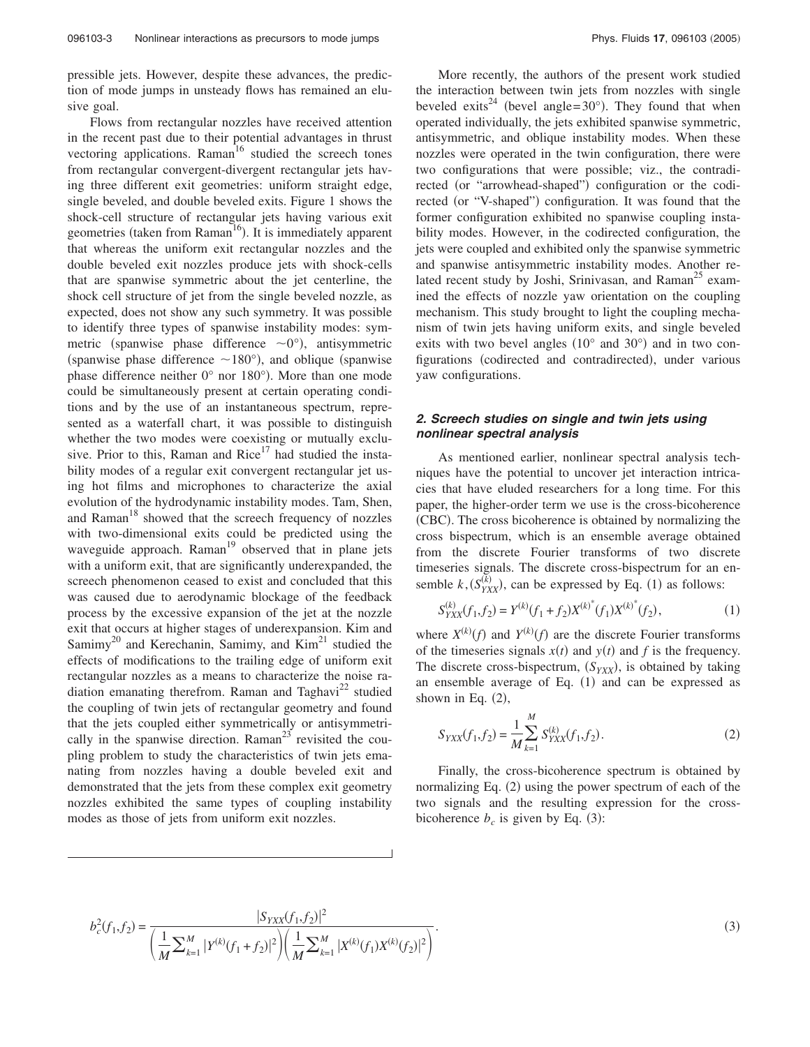pressible jets. However, despite these advances, the prediction of mode jumps in unsteady flows has remained an elusive goal.

Flows from rectangular nozzles have received attention in the recent past due to their potential advantages in thrust vectoring applications. Raman[16] studied the screech tones from rectangular convergent-divergent rectangular jets having three different exit geometries: uniform straight edge, single beveled, and double beveled exits. Figure 1 shows the shock-cell structure of rectangular jets having various exit geometries (taken from Raman[16]). It is immediately apparent that whereas the uniform exit rectangular nozzles and the double beveled exit nozzles produce jets with shock-cells that are spanwise symmetric about the jet centerline, the shock cell structure of jet from the single beveled nozzle, as expected, does not show any such symmetry. It was possible to identify three types of spanwise instability modes: symmetric (spanwise phase difference $\sim 0°$), antisymmetric (spanwise phase difference $\sim 180°$), and oblique (spanwise phase difference neither 0° nor 180°). More than one mode could be simultaneously present at certain operating conditions and by the use of an instantaneous spectrum, represented as a waterfall chart, it was possible to distinguish whether the two modes were coexisting or mutually exclusive. Prior to this, Raman and Rice[17] had studied the instability modes of a regular exit convergent rectangular jet using hot films and microphones to characterize the axial evolution of the hydrodynamic instability modes. Tam, Shen, and Raman[18] showed that the screech frequency of nozzles with two-dimensional exits could be predicted using the waveguide approach. Raman[19] observed that in plane jets with a uniform exit, that are significantly underexpanded, the screech phenomenon ceased to exist and concluded that this was caused due to aerodynamic blockage of the feedback process by the excessive expansion of the jet at the nozzle exit that occurs at higher stages of underexpansion. Kim and Samimy[20] and Kerechanin, Samimy, and Kim[21] studied the effects of modifications to the trailing edge of uniform exit rectangular nozzles as a means to characterize the noise radiation emanating therefrom. Raman and Taghavi[22] studied the coupling of twin jets of rectangular geometry and found that the jets coupled either symmetrically or antisymmetrically in the spanwise direction. Raman[23] revisited the coupling problem to study the characteristics of twin jets emanating from nozzles having a double beveled exit and demonstrated that the jets from these complex exit geometry nozzles exhibited the same types of coupling instability modes as those of jets from uniform exit nozzles.

More recently, the authors of the present work studied the interaction between twin jets from nozzles with single beveled exits[24] (bevel angle=30°). They found that when operated individually, the jets exhibited spanwise symmetric, antisymmetric, and oblique instability modes. When these nozzles were operated in the twin configuration, there were two configurations that were possible; viz., the contradirected (or "arrowhead-shaped") configuration or the codirected (or "V-shaped") configuration. It was found that the former configuration exhibited no spanwise coupling instability modes. However, in the codirected configuration, the jets were coupled and exhibited only the spanwise symmetric and spanwise antisymmetric instability modes. Another related recent study by Joshi, Srinivasan, and Raman[25] examined the effects of nozzle yaw orientation on the coupling mechanism. This study brought to light the coupling mechanism of twin jets having uniform exits, and single beveled exits with two bevel angles (10° and 30°) and in two configurations (codirected and contradirected), under various yaw configurations.

### *2. Screech studies on single and twin jets using nonlinear spectral analysis*

As mentioned earlier, nonlinear spectral analysis techniques have the potential to uncover jet interaction intricacies that have eluded researchers for a long time. For this paper, the higher-order term we use is the cross-bicoherence (CBC). The cross bicoherence is obtained by normalizing the cross bispectrum, which is an ensemble average obtained from the discrete Fourier transforms of two discrete timeseries signals. The discrete cross-bispectrum for an ensemble $k, (S_{YXX}^{(k)})$, can be expressed by Eq. (1) as follows:

$$S_{YXX}^{(k)}(f_1,f_2) = Y^{(k)}(f_1+f_2)X^{(k)^*}(f_1)X^{(k)^*}(f_2), \tag{1}$$

where $X^{(k)}(f)$ and $Y^{(k)}(f)$ are the discrete Fourier transforms of the timeseries signals $x(t)$ and $y(t)$ and $f$ is the frequency. The discrete cross-bispectrum, $(S_{YXX})$, is obtained by taking an ensemble average of Eq. (1) and can be expressed as shown in Eq. (2),

$$S_{YXX}(f_1,f_2) = \frac{1}{M}\sum_{k=1}^{M} S_{YXX}^{(k)}(f_1,f_2). \tag{2}$$

Finally, the cross-bicoherence spectrum is obtained by normalizing Eq. (2) using the power spectrum of each of the two signals and the resulting expression for the cross-bicoherence $b_c$ is given by Eq. (3):

$$b_c^2(f_1,f_2) = \frac{|S_{YXX}(f_1,f_2)|^2}{\left(\frac{1}{M}\sum_{k=1}^{M}|Y^{(k)}(f_1+f_2)|^2\right)\left(\frac{1}{M}\sum_{k=1}^{M}|X^{(k)}(f_1)X^{(k)}(f_2)|^2\right)}. \tag{3}$$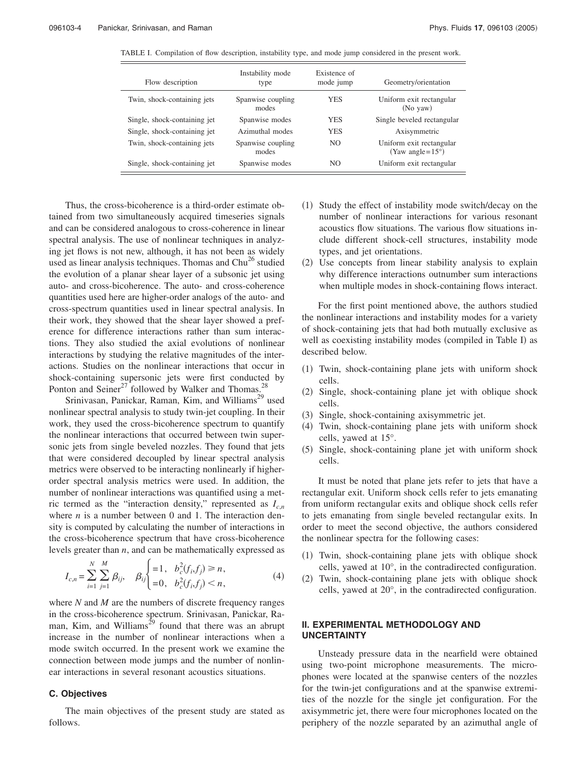TABLE I. Compilation of flow description, instability type, and mode jump considered in the present work.

| Flow description | Instability mode type | Existence of mode jump | Geometry/orientation |
|---|---|---|---|
| Twin, shock-containing jets | Spanwise coupling modes | YES | Uniform exit rectangular (No yaw) |
| Single, shock-containing jet | Spanwise modes | YES | Single beveled rectangular |
| Single, shock-containing jet | Azimuthal modes | YES | Axisymmetric |
| Twin, shock-containing jets | Spanwise coupling modes | NO | Uniform exit rectangular (Yaw angle=15°) |
| Single, shock-containing jet | Spanwise modes | NO | Uniform exit rectangular |

Thus, the cross-bicoherence is a third-order estimate obtained from two simultaneously acquired timeseries signals and can be considered analogous to cross-coherence in linear spectral analysis. The use of nonlinear techniques in analyzing jet flows is not new, although, it has not been as widely used as linear analysis techniques. Thomas and Chu[26] studied the evolution of a planar shear layer of a subsonic jet using auto- and cross-bicoherence. The auto- and cross-coherence quantities used here are higher-order analogs of the auto- and cross-spectrum quantities used in linear spectral analysis. In their work, they showed that the shear layer showed a preference for difference interactions rather than sum interactions. They also studied the axial evolutions of nonlinear interactions by studying the relative magnitudes of the interactions. Studies on the nonlinear interactions that occur in shock-containing supersonic jets were first conducted by Ponton and Seiner[27] followed by Walker and Thomas.[28]

Srinivasan, Panickar, Raman, Kim, and Williams[29] used nonlinear spectral analysis to study twin-jet coupling. In their work, they used the cross-bicoherence spectrum to quantify the nonlinear interactions that occurred between twin supersonic jets from single beveled nozzles. They found that jets that were considered decoupled by linear spectral analysis metrics were observed to be interacting nonlinearly if higher-order spectral analysis metrics were used. In addition, the number of nonlinear interactions was quantified using a metric termed as the "interaction density," represented as $I_{c,n}$ where $n$ is a number between 0 and 1. The interaction density is computed by calculating the number of interactions in the cross-bicoherence spectrum that have cross-bicoherence levels greater than $n$, and can be mathematically expressed as

$$I_{c,n} = \sum_{i=1}^{N} \sum_{j=1}^{M} \beta_{ij}, \quad \beta_{ij} \begin{cases} =1, & b_c^2(f_i,f_j) \geq n, \\ =0, & b_c^2(f_i,f_j) < n, \end{cases} \tag{4}$$

where $N$ and $M$ are the numbers of discrete frequency ranges in the cross-bicoherence spectrum. Srinivasan, Panickar, Raman, Kim, and Williams[29] found that there was an abrupt increase in the number of nonlinear interactions when a mode switch occurred. In the present work we examine the connection between mode jumps and the number of nonlinear interactions in several resonant acoustics situations.

### C. Objectives

The main objectives of the present study are stated as follows.

(1) Study the effect of instability mode switch/decay on the number of nonlinear interactions for various resonant acoustics flow situations. The various flow situations include different shock-cell structures, instability mode types, and jet orientations.

(2) Use concepts from linear stability analysis to explain why difference interactions outnumber sum interactions when multiple modes in shock-containing flows interact.

For the first point mentioned above, the authors studied the nonlinear interactions and instability modes for a variety of shock-containing jets that had both mutually exclusive as well as coexisting instability modes (compiled in Table I) as described below.

(1) Twin, shock-containing plane jets with uniform shock cells.
(2) Single, shock-containing plane jet with oblique shock cells.
(3) Single, shock-containing axisymmetric jet.
(4) Twin, shock-containing plane jets with uniform shock cells, yawed at 15°.
(5) Single, shock-containing plane jet with uniform shock cells.

It must be noted that plane jets refer to jets that have a rectangular exit. Uniform shock cells refer to jets emanating from uniform rectangular exits and oblique shock cells refer to jets emanating from single beveled rectangular exits. In order to meet the second objective, the authors considered the nonlinear spectra for the following cases:

(1) Twin, shock-containing plane jets with oblique shock cells, yawed at 10°, in the contradirected configuration.
(2) Twin, shock-containing plane jets with oblique shock cells, yawed at 20°, in the contradirected configuration.

## II. EXPERIMENTAL METHODOLOGY AND UNCERTAINTY

Unsteady pressure data in the nearfield were obtained using two-point microphone measurements. The microphones were located at the spanwise centers of the nozzles for the twin-jet configurations and at the spanwise extremities of the nozzle for the single jet configuration. For the axisymmetric jet, there were four microphones located on the periphery of the nozzle separated by an azimuthal angle of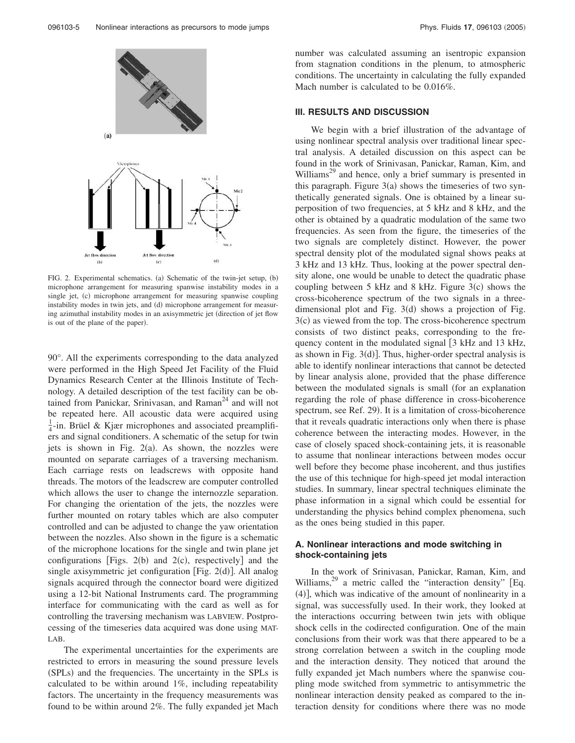FIG. 2. Experimental schematics. (a) Schematic of the twin-jet setup, (b) microphone arrangement for measuring spanwise instability modes in a single jet, (c) microphone arrangement for measuring spanwise coupling instability modes in twin jets, and (d) microphone arrangement for measuring azimuthal instability modes in an axisymmetric jet (direction of jet flow is out of the plane of the paper).

90°. All the experiments corresponding to the data analyzed were performed in the High Speed Jet Facility of the Fluid Dynamics Research Center at the Illinois Institute of Technology. A detailed description of the test facility can be obtained from Panickar, Srinivasan, and Raman[24] and will not be repeated here. All acoustic data were acquired using $\frac{1}{4}$-in. Brüel & Kjær microphones and associated preamplifiers and signal conditioners. A schematic of the setup for twin jets is shown in Fig. 2(a). As shown, the nozzles were mounted on separate carriages of a traversing mechanism. Each carriage rests on leadscrews with opposite hand threads. The motors of the leadscrew are computer controlled which allows the user to change the internozzle separation. For changing the orientation of the jets, the nozzles were further mounted on rotary tables which are also computer controlled and can be adjusted to change the yaw orientation between the nozzles. Also shown in the figure is a schematic of the microphone locations for the single and twin plane jet configurations [Figs. 2(b) and 2(c), respectively] and the single axisymmetric jet configuration [Fig. 2(d)]. All analog signals acquired through the connector board were digitized using a 12-bit National Instruments card. The programming interface for communicating with the card as well as for controlling the traversing mechanism was LABVIEW. Postprocessing of the timeseries data acquired was done using MATLAB.

The experimental uncertainties for the experiments are restricted to errors in measuring the sound pressure levels (SPLs) and the frequencies. The uncertainty in the SPLs is calculated to be within around 1%, including repeatability factors. The uncertainty in the frequency measurements was found to be within around 2%. The fully expanded jet Mach number was calculated assuming an isentropic expansion from stagnation conditions in the plenum, to atmospheric conditions. The uncertainty in calculating the fully expanded Mach number is calculated to be 0.016%.

## III. RESULTS AND DISCUSSION

We begin with a brief illustration of the advantage of using nonlinear spectral analysis over traditional linear spectral analysis. A detailed discussion on this aspect can be found in the work of Srinivasan, Panickar, Raman, Kim, and Williams[29] and hence, only a brief summary is presented in this paragraph. Figure 3(a) shows the timeseries of two synthetically generated signals. One is obtained by a linear superposition of two frequencies, at 5 kHz and 8 kHz, and the other is obtained by a quadratic modulation of the same two frequencies. As seen from the figure, the timeseries of the two signals are completely distinct. However, the power spectral density plot of the modulated signal shows peaks at 3 kHz and 13 kHz. Thus, looking at the power spectral density alone, one would be unable to detect the quadratic phase coupling between 5 kHz and 8 kHz. Figure 3(c) shows the cross-bicoherence spectrum of the two signals in a three-dimensional plot and Fig. 3(d) shows a projection of Fig. 3(c) as viewed from the top. The cross-bicoherence spectrum consists of two distinct peaks, corresponding to the frequency content in the modulated signal [3 kHz and 13 kHz, as shown in Fig. 3(d)]. Thus, higher-order spectral analysis is able to identify nonlinear interactions that cannot be detected by linear analysis alone, provided that the phase difference between the modulated signals is small (for an explanation regarding the role of phase difference in cross-bicoherence spectrum, see Ref. 29). It is a limitation of cross-bicoherence that it reveals quadratic interactions only when there is phase coherence between the interacting modes. However, in the case of closely spaced shock-containing jets, it is reasonable to assume that nonlinear interactions between modes occur well before they become phase incoherent, and thus justifies the use of this technique for high-speed jet modal interaction studies. In summary, linear spectral techniques eliminate the phase information in a signal which could be essential for understanding the physics behind complex phenomena, such as the ones being studied in this paper.

### A. Nonlinear interactions and mode switching in shock-containing jets

In the work of Srinivasan, Panickar, Raman, Kim, and Williams,[29] a metric called the "interaction density" [Eq. (4)], which was indicative of the amount of nonlinearity in a signal, was successfully used. In their work, they looked at the interactions occurring between twin jets with oblique shock cells in the codirected configuration. One of the main conclusions from their work was that there appeared to be a strong correlation between a switch in the coupling mode and the interaction density. They noticed that around the fully expanded jet Mach numbers where the spanwise coupling mode switched from symmetric to antisymmetric the nonlinear interaction density peaked as compared to the interaction density for conditions where there was no mode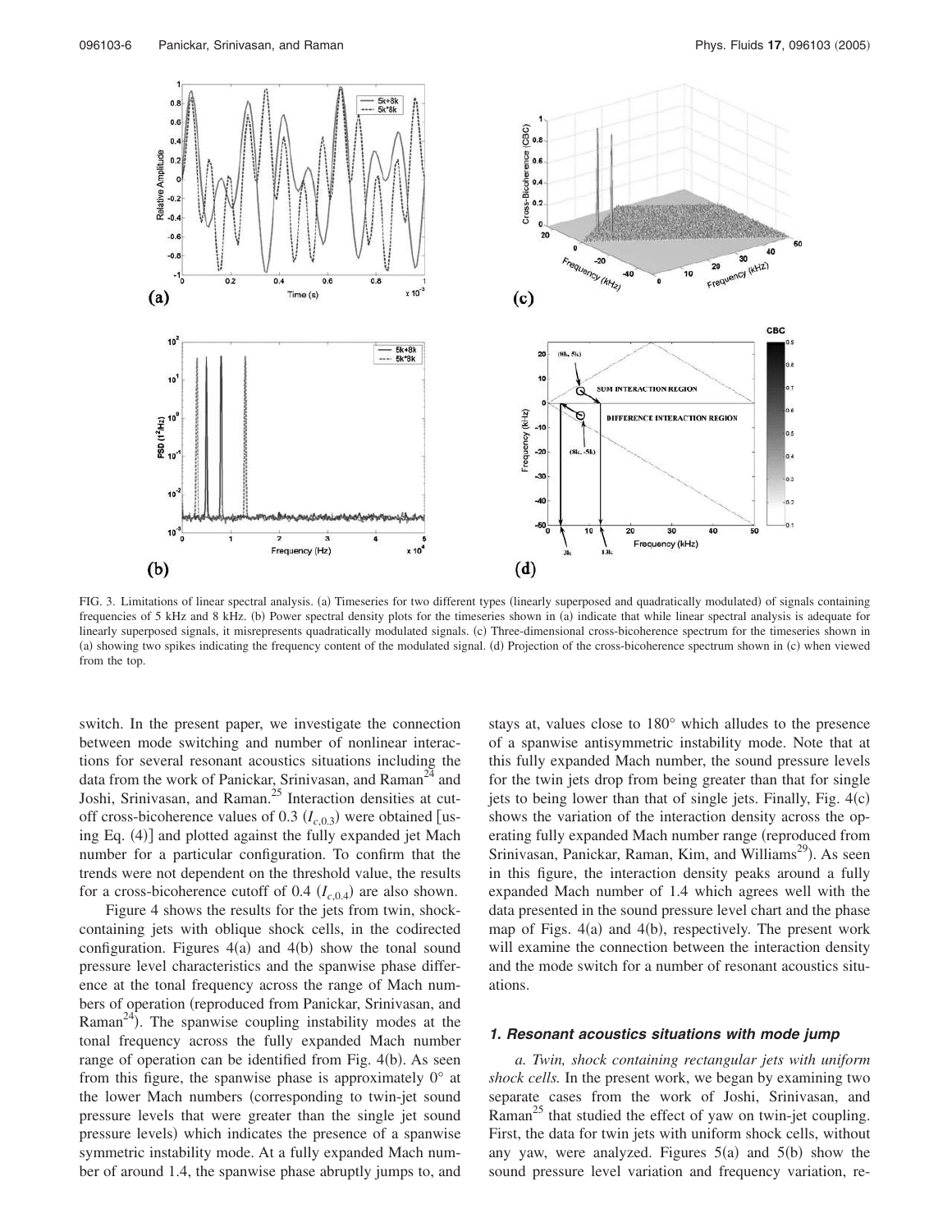FIG. 3. Limitations of linear spectral analysis. (a) Timeseries for two different types (linearly superposed and quadratically modulated) of signals containing frequencies of 5 kHz and 8 kHz. (b) Power spectral density plots for the timeseries shown in (a) indicate that while linear spectral analysis is adequate for linearly superposed signals, it misrepresents quadratically modulated signals. (c) Three-dimensional cross-bicoherence spectrum for the timeseries shown in (a) showing two spikes indicating the frequency content of the modulated signal. (d) Projection of the cross-bicoherence spectrum shown in (c) when viewed from the top.

switch. In the present paper, we investigate the connection between mode switching and number of nonlinear interactions for several resonant acoustics situations including the data from the work of Panickar, Srinivasan, and Raman[24] and Joshi, Srinivasan, and Raman.[25] Interaction densities at cutoff cross-bicoherence values of 0.3 ($I_{c,0.3}$) were obtained [using Eq. (4)] and plotted against the fully expanded jet Mach number for a particular configuration. To confirm that the trends were not dependent on the threshold value, the results for a cross-bicoherence cutoff of 0.4 ($I_{c,0.4}$) are also shown.

Figure 4 shows the results for the jets from twin, shock-containing jets with oblique shock cells, in the codirected configuration. Figures 4(a) and 4(b) show the tonal sound pressure level characteristics and the spanwise phase difference at the tonal frequency across the range of Mach numbers of operation (reproduced from Panickar, Srinivasan, and Raman[24]). The spanwise coupling instability modes at the tonal frequency across the fully expanded Mach number range of operation can be identified from Fig. 4(b). As seen from this figure, the spanwise phase is approximately 0° at the lower Mach numbers (corresponding to twin-jet sound pressure levels that were greater than the single jet sound pressure levels) which indicates the presence of a spanwise symmetric instability mode. At a fully expanded Mach number of around 1.4, the spanwise phase abruptly jumps to, and stays at, values close to 180° which alludes to the presence of a spanwise antisymmetric instability mode. Note that at this fully expanded Mach number, the sound pressure levels for the twin jets drop from being greater than that for single jets to being lower than that of single jets. Finally, Fig. 4(c) shows the variation of the interaction density across the operating fully expanded Mach number range (reproduced from Srinivasan, Panickar, Raman, Kim, and Williams[29]). As seen in this figure, the interaction density peaks around a fully expanded Mach number of 1.4 which agrees well with the data presented in the sound pressure level chart and the phase map of Figs. 4(a) and 4(b), respectively. The present work will examine the connection between the interaction density and the mode switch for a number of resonant acoustics situations.

### *1. Resonant acoustics situations with mode jump*

*a. Twin, shock containing rectangular jets with uniform shock cells.* In the present work, we began by examining two separate cases from the work of Joshi, Srinivasan, and Raman[25] that studied the effect of yaw on twin-jet coupling. First, the data for twin jets with uniform shock cells, without any yaw, were analyzed. Figures 5(a) and 5(b) show the sound pressure level variation and frequency variation, re-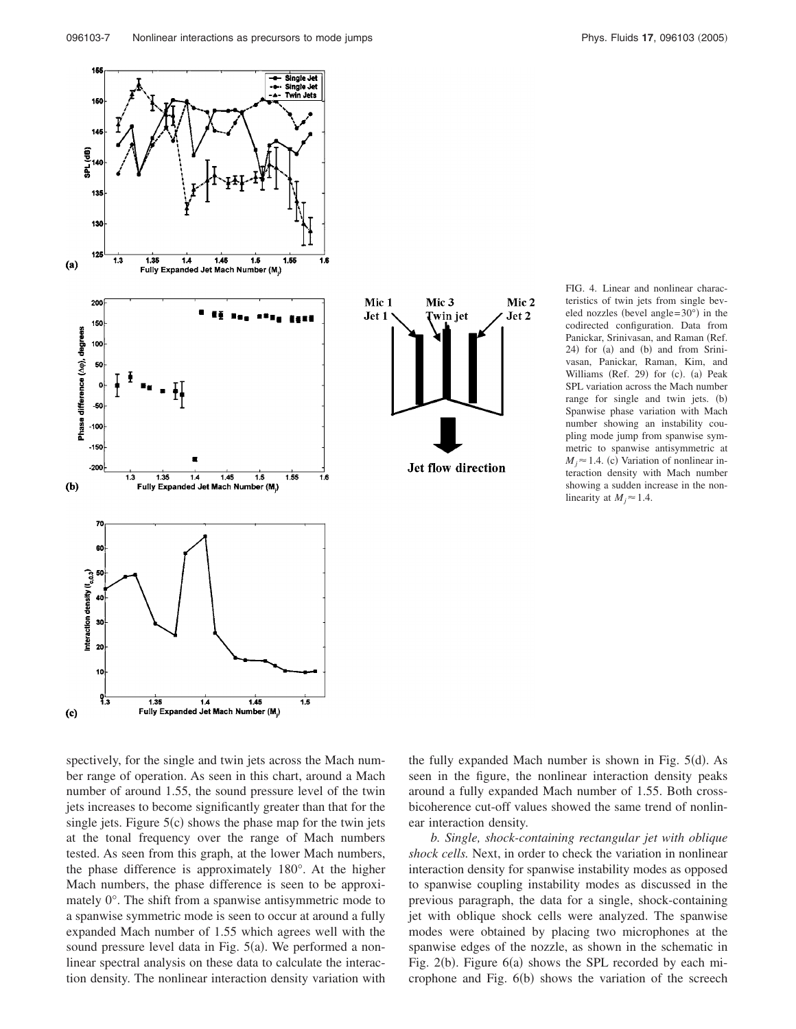FIG. 4. Linear and nonlinear characteristics of twin jets from single beveled nozzles (bevel angle=30°) in the codirected configuration. Data from Panickar, Srinivasan, and Raman (Ref. 24) for (a) and (b) and from Srinivasan, Panickar, Raman, Kim, and Williams (Ref. 29) for (c). (a) Peak SPL variation across the Mach number range for single and twin jets. (b) Spanwise phase variation with Mach number showing an instability coupling mode jump from spanwise symmetric to spanwise antisymmetric at $M_j \approx 1.4$. (c) Variation of nonlinear interaction density with Mach number showing a sudden increase in the nonlinearity at $M_j \approx 1.4$.

spectively, for the single and twin jets across the Mach number range of operation. As seen in this chart, around a Mach number of around 1.55, the sound pressure level of the twin jets increases to become significantly greater than that for the single jets. Figure 5(c) shows the phase map for the twin jets at the tonal frequency over the range of Mach numbers tested. As seen from this graph, at the lower Mach numbers, the phase difference is approximately 180°. At the higher Mach numbers, the phase difference is seen to be approximately 0°. The shift from a spanwise antisymmetric mode to a spanwise symmetric mode is seen to occur at around a fully expanded Mach number of 1.55 which agrees well with the sound pressure level data in Fig. 5(a). We performed a nonlinear spectral analysis on these data to calculate the interaction density. The nonlinear interaction density variation with the fully expanded Mach number is shown in Fig. 5(d). As seen in the figure, the nonlinear interaction density peaks around a fully expanded Mach number of 1.55. Both cross-bicoherence cut-off values showed the same trend of nonlinear interaction density.

*b. Single, shock-containing rectangular jet with oblique shock cells.* Next, in order to check the variation in nonlinear interaction density for spanwise instability modes as opposed to spanwise coupling instability modes as discussed in the previous paragraph, the data for a single, shock-containing jet with oblique shock cells were analyzed. The spanwise modes were obtained by placing two microphones at the spanwise edges of the nozzle, as shown in the schematic in Fig. 2(b). Figure 6(a) shows the SPL recorded by each microphone and Fig. 6(b) shows the variation of the screech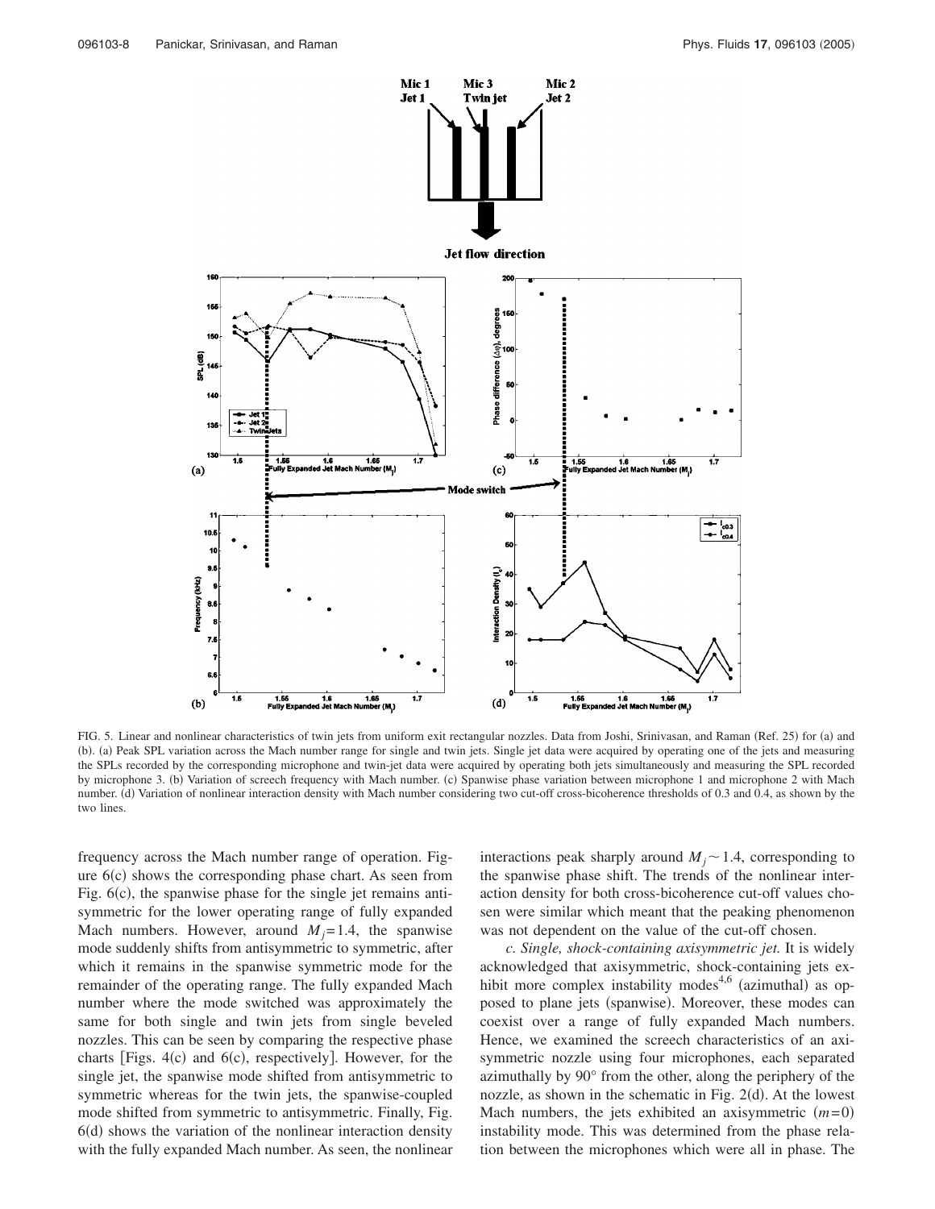FIG. 5. Linear and nonlinear characteristics of twin jets from uniform exit rectangular nozzles. Data from Joshi, Srinivasan, and Raman (Ref. 25) for (a) and (b). (a) Peak SPL variation across the Mach number range for single and twin jets. Single jet data were acquired by operating one of the jets and measuring the SPLs recorded by the corresponding microphone and twin-jet data were acquired by operating both jets simultaneously and measuring the SPL recorded by microphone 3. (b) Variation of screech frequency with Mach number. (c) Spanwise phase variation between microphone 1 and microphone 2 with Mach number. (d) Variation of nonlinear interaction density with Mach number considering two cut-off cross-bicoherence thresholds of 0.3 and 0.4, as shown by the two lines.

frequency across the Mach number range of operation. Figure 6(c) shows the corresponding phase chart. As seen from Fig. 6(c), the spanwise phase for the single jet remains antisymmetric for the lower operating range of fully expanded Mach numbers. However, around $M_j=1.4$, the spanwise mode suddenly shifts from antisymmetric to symmetric, after which it remains in the spanwise symmetric mode for the remainder of the operating range. The fully expanded Mach number where the mode switched was approximately the same for both single and twin jets from single beveled nozzles. This can be seen by comparing the respective phase charts [Figs. 4(c) and 6(c), respectively]. However, for the single jet, the spanwise mode shifted from antisymmetric to symmetric whereas for the twin jets, the spanwise-coupled mode shifted from symmetric to antisymmetric. Finally, Fig. 6(d) shows the variation of the nonlinear interaction density with the fully expanded Mach number. As seen, the nonlinear interactions peak sharply around $M_j \sim 1.4$, corresponding to the spanwise phase shift. The trends of the nonlinear interaction density for both cross-bicoherence cut-off values chosen were similar which meant that the peaking phenomenon was not dependent on the value of the cut-off chosen.

*c. Single, shock-containing axisymmetric jet.* It is widely acknowledged that axisymmetric, shock-containing jets exhibit more complex instability modes[4,6] (azimuthal) as opposed to plane jets (spanwise). Moreover, these modes can coexist over a range of fully expanded Mach numbers. Hence, we examined the screech characteristics of an axisymmetric nozzle using four microphones, each separated azimuthally by 90° from the other, along the periphery of the nozzle, as shown in the schematic in Fig. 2(d). At the lowest Mach numbers, the jets exhibited an axisymmetric $(m=0)$ instability mode. This was determined from the phase relation between the microphones which were all in phase. The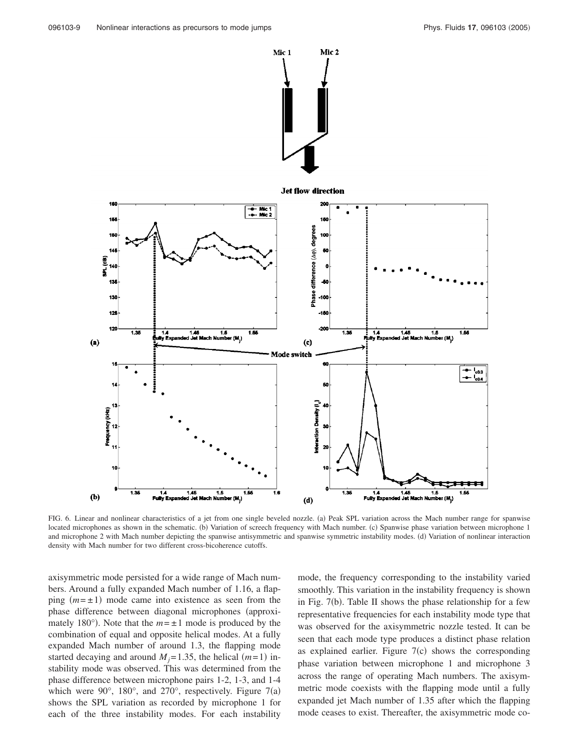FIG. 6. Linear and nonlinear characteristics of a jet from one single beveled nozzle. (a) Peak SPL variation across the Mach number range for spanwise located microphones as shown in the schematic. (b) Variation of screech frequency with Mach number. (c) Spanwise phase variation between microphone 1 and microphone 2 with Mach number depicting the spanwise antisymmetric and spanwise symmetric instability modes. (d) Variation of nonlinear interaction density with Mach number for two different cross-bicoherence cutoffs.

axisymmetric mode persisted for a wide range of Mach numbers. Around a fully expanded Mach number of 1.16, a flapping ($m = \pm 1$) mode came into existence as seen from the phase difference between diagonal microphones (approximately 180°). Note that the $m = \pm 1$ mode is produced by the combination of equal and opposite helical modes. At a fully expanded Mach number of around 1.3, the flapping mode started decaying and around $M_j = 1.35$, the helical ($m = 1$) instability mode was observed. This was determined from the phase difference between microphone pairs 1-2, 1-3, and 1-4 which were 90°, 180°, and 270°, respectively. Figure 7(a) shows the SPL variation as recorded by microphone 1 for each of the three instability modes. For each instability mode, the frequency corresponding to the instability varied smoothly. This variation in the instability frequency is shown in Fig. 7(b). Table II shows the phase relationship for a few representative frequencies for each instability mode type that was observed for the axisymmetric nozzle tested. It can be seen that each mode type produces a distinct phase relation as explained earlier. Figure 7(c) shows the corresponding phase variation between microphone 1 and microphone 3 across the range of operating Mach numbers. The axisymmetric mode coexists with the flapping mode until a fully expanded jet Mach number of 1.35 after which the flapping mode ceases to exist. Thereafter, the axisymmetric mode co-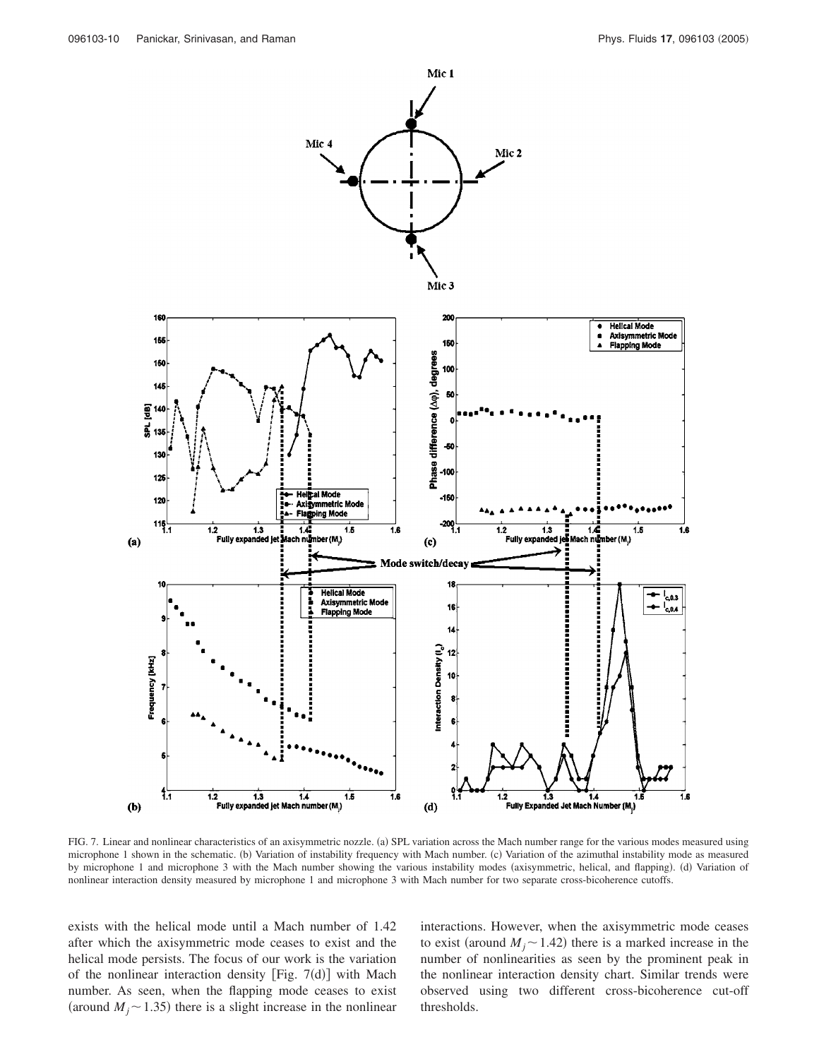FIG. 7. Linear and nonlinear characteristics of an axisymmetric nozzle. (a) SPL variation across the Mach number range for the various modes measured using microphone 1 shown in the schematic. (b) Variation of instability frequency with Mach number. (c) Variation of the azimuthal instability mode as measured by microphone 1 and microphone 3 with the Mach number showing the various instability modes (axisymmetric, helical, and flapping). (d) Variation of nonlinear interaction density measured by microphone 1 and microphone 3 with Mach number for two separate cross-bicoherence cutoffs.

exists with the helical mode until a Mach number of 1.42 after which the axisymmetric mode ceases to exist and the helical mode persists. The focus of our work is the variation of the nonlinear interaction density [Fig. 7(d)] with Mach number. As seen, when the flapping mode ceases to exist (around $M_j \sim 1.35$) there is a slight increase in the nonlinear interactions. However, when the axisymmetric mode ceases to exist (around $M_j \sim 1.42$) there is a marked increase in the number of nonlinearities as seen by the prominent peak in the nonlinear interaction density chart. Similar trends were observed using two different cross-bicoherence cut-off thresholds.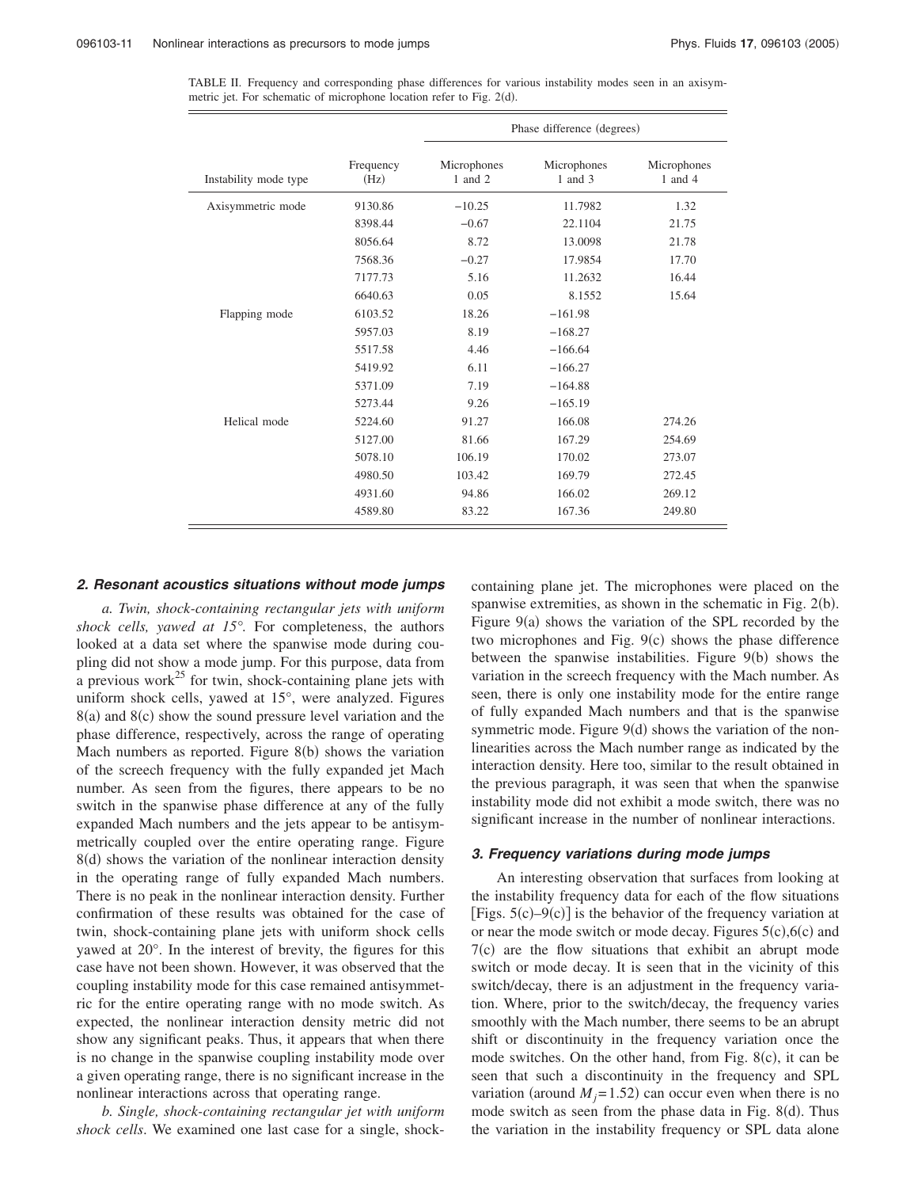TABLE II. Frequency and corresponding phase differences for various instability modes seen in an axisymmetric jet. For schematic of microphone location refer to Fig. 2(d).

| Instability mode type | Frequency (Hz) | Phase difference (degrees) | | |
|---|---|---|---|---|
| | | Microphones 1 and 2 | Microphones 1 and 3 | Microphones 1 and 4 |
| Axisymmetric mode | 9130.86 | −10.25 | 11.7982 | 1.32 |
| | 8398.44 | −0.67 | 22.1104 | 21.75 |
| | 8056.64 | 8.72 | 13.0098 | 21.78 |
| | 7568.36 | −0.27 | 17.9854 | 17.70 |
| | 7177.73 | 5.16 | 11.2632 | 16.44 |
| | 6640.63 | 0.05 | 8.1552 | 15.64 |
| Flapping mode | 6103.52 | 18.26 | −161.98 | |
| | 5957.03 | 8.19 | −168.27 | |
| | 5517.58 | 4.46 | −166.64 | |
| | 5419.92 | 6.11 | −166.27 | |
| | 5371.09 | 7.19 | −164.88 | |
| | 5273.44 | 9.26 | −165.19 | |
| Helical mode | 5224.60 | 91.27 | 166.08 | 274.26 |
| | 5127.00 | 81.66 | 167.29 | 254.69 |
| | 5078.10 | 106.19 | 170.02 | 273.07 |
| | 4980.50 | 103.42 | 169.79 | 272.45 |
| | 4931.60 | 94.86 | 166.02 | 269.12 |
| | 4589.80 | 83.22 | 167.36 | 249.80 |

### 2. Resonant acoustics situations without mode jumps

*a. Twin, shock-containing rectangular jets with uniform shock cells, yawed at 15°.* For completeness, the authors looked at a data set where the spanwise mode during coupling did not show a mode jump. For this purpose, data from a previous work[25] for twin, shock-containing plane jets with uniform shock cells, yawed at 15°, were analyzed. Figures 8(a) and 8(c) show the sound pressure level variation and the phase difference, respectively, across the range of operating Mach numbers as reported. Figure 8(b) shows the variation of the screech frequency with the fully expanded jet Mach number. As seen from the figures, there appears to be no switch in the spanwise phase difference at any of the fully expanded Mach numbers and the jets appear to be antisymmetrically coupled over the entire operating range. Figure 8(d) shows the variation of the nonlinear interaction density in the operating range of fully expanded Mach numbers. There is no peak in the nonlinear interaction density. Further confirmation of these results was obtained for the case of twin, shock-containing plane jets with uniform shock cells yawed at 20°. In the interest of brevity, the figures for this case have not been shown. However, it was observed that the coupling instability mode for this case remained antisymmetric for the entire operating range with no mode switch. As expected, the nonlinear interaction density metric did not show any significant peaks. Thus, it appears that when there is no change in the spanwise coupling instability mode over a given operating range, there is no significant increase in the nonlinear interactions across that operating range.

*b. Single, shock-containing rectangular jet with uniform shock cells.* We examined one last case for a single, shock-containing plane jet. The microphones were placed on the spanwise extremities, as shown in the schematic in Fig. 2(b). Figure 9(a) shows the variation of the SPL recorded by the two microphones and Fig. 9(c) shows the phase difference between the spanwise instabilities. Figure 9(b) shows the variation in the screech frequency with the Mach number. As seen, there is only one instability mode for the entire range of fully expanded Mach numbers and that is the spanwise symmetric mode. Figure 9(d) shows the variation of the nonlinearities across the Mach number range as indicated by the interaction density. Here too, similar to the result obtained in the previous paragraph, it was seen that when the spanwise instability mode did not exhibit a mode switch, there was no significant increase in the number of nonlinear interactions.

### 3. Frequency variations during mode jumps

An interesting observation that surfaces from looking at the instability frequency data for each of the flow situations [Figs. 5(c)–9(c)] is the behavior of the frequency variation at or near the mode switch or mode decay. Figures 5(c), 6(c) and 7(c) are the flow situations that exhibit an abrupt mode switch or mode decay. It is seen that in the vicinity of this switch/decay, there is an adjustment in the frequency variation. Where, prior to the switch/decay, the frequency varies smoothly with the Mach number, there seems to be an abrupt shift or discontinuity in the frequency variation once the mode switches. On the other hand, from Fig. 8(c), it can be seen that such a discontinuity in the frequency and SPL variation (around $M_j = 1.52$) can occur even when there is no mode switch as seen from the phase data in Fig. 8(d). Thus the variation in the instability frequency or SPL data alone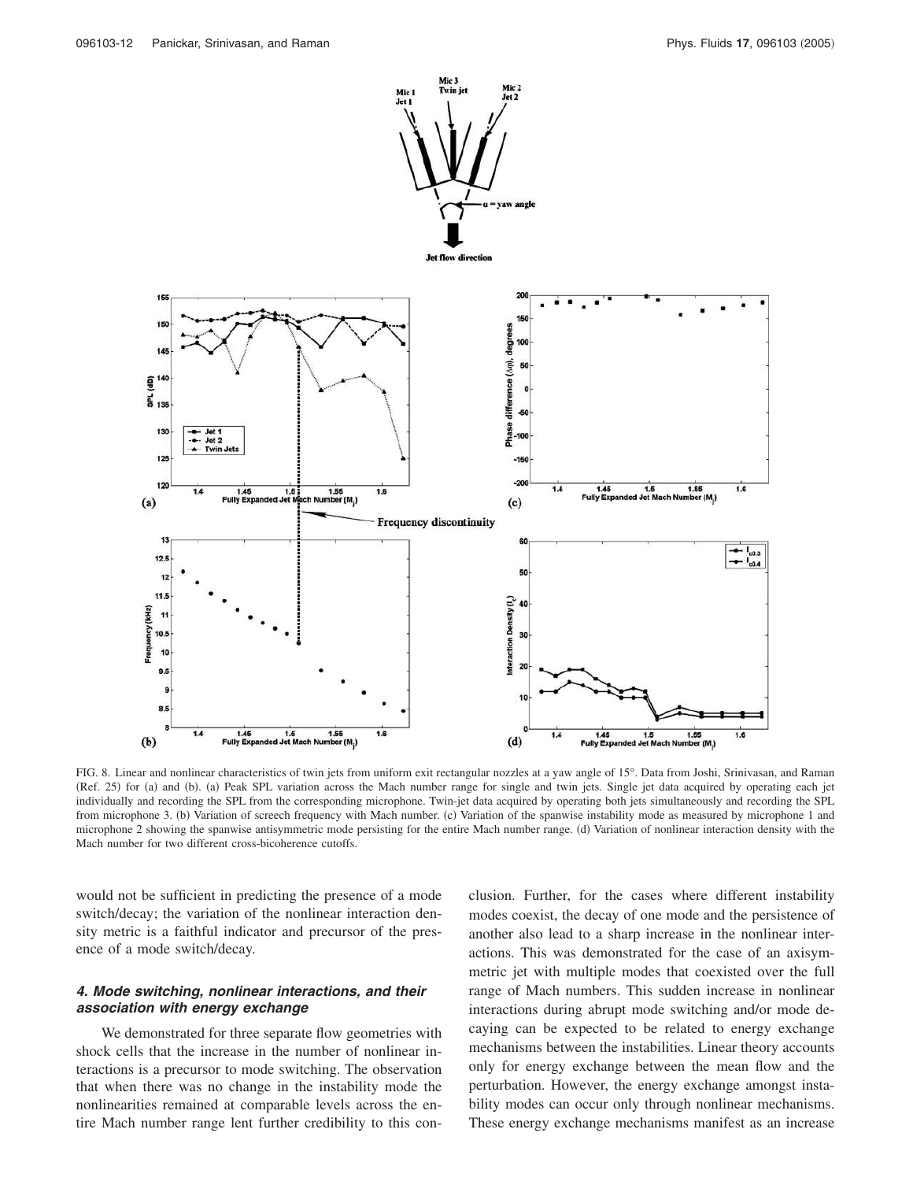FIG. 8. Linear and nonlinear characteristics of twin jets from uniform exit rectangular nozzles at a yaw angle of 15°. Data from Joshi, Srinivasan, and Raman (Ref. 25) for (a) and (b). (a) Peak SPL variation across the Mach number range for single and twin jets. Single jet data acquired by operating each jet individually and recording the SPL from the corresponding microphone. Twin-jet data acquired by operating both jets simultaneously and recording the SPL from microphone 3. (b) Variation of screech frequency with Mach number. (c) Variation of the spanwise instability mode as measured by microphone 1 and microphone 2 showing the spanwise antisymmetric mode persisting for the entire Mach number range. (d) Variation of nonlinear interaction density with the Mach number for two different cross-bicoherence cutoffs.

would not be sufficient in predicting the presence of a mode switch/decay; the variation of the nonlinear interaction density metric is a faithful indicator and precursor of the presence of a mode switch/decay.

### 4. Mode switching, nonlinear interactions, and their association with energy exchange

We demonstrated for three separate flow geometries with shock cells that the increase in the number of nonlinear interactions is a precursor to mode switching. The observation that when there was no change in the instability mode the nonlinearities remained at comparable levels across the entire Mach number range lent further credibility to this conclusion. Further, for the cases where different instability modes coexist, the decay of one mode and the persistence of another also lead to a sharp increase in the nonlinear interactions. This was demonstrated for the case of an axisymmetric jet with multiple modes that coexisted over the full range of Mach numbers. This sudden increase in nonlinear interactions during abrupt mode switching and/or mode decaying can be expected to be related to energy exchange mechanisms between the instabilities. Linear theory accounts only for energy exchange between the mean flow and the perturbation. However, the energy exchange amongst instability modes can occur only through nonlinear mechanisms. These energy exchange mechanisms manifest as an increase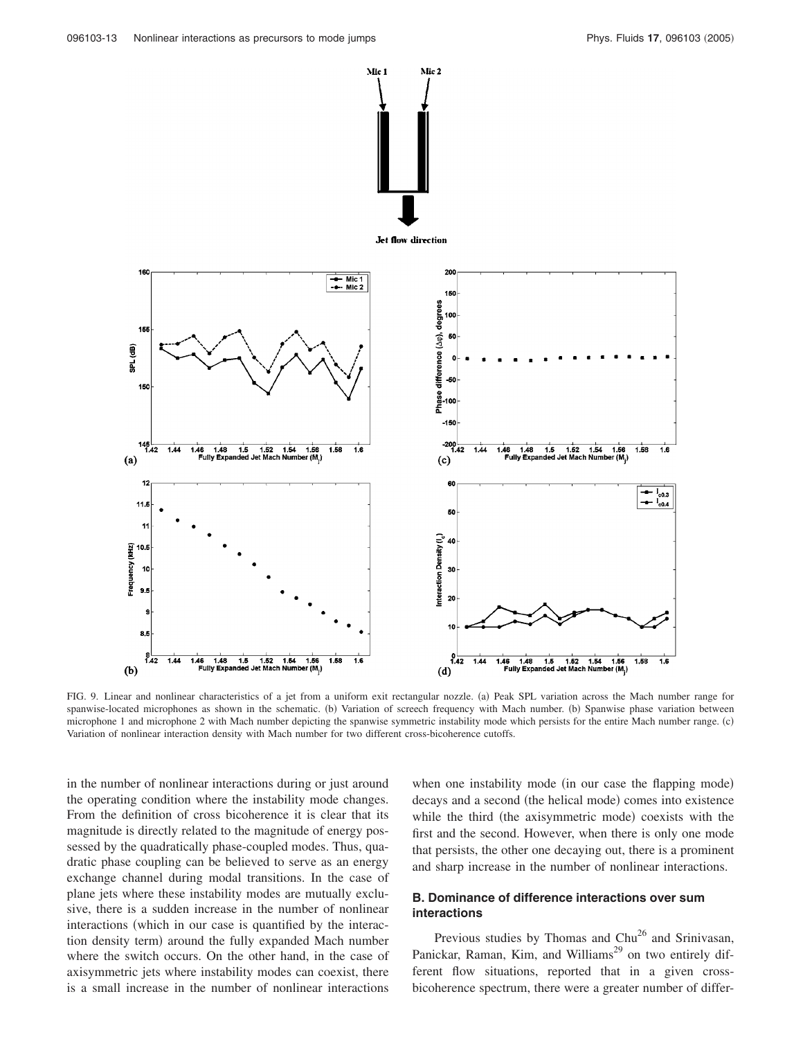FIG. 9. Linear and nonlinear characteristics of a jet from a uniform exit rectangular nozzle. (a) Peak SPL variation across the Mach number range for spanwise-located microphones as shown in the schematic. (b) Variation of screech frequency with Mach number. (b) Spanwise phase variation between microphone 1 and microphone 2 with Mach number depicting the spanwise symmetric instability mode which persists for the entire Mach number range. (c) Variation of nonlinear interaction density with Mach number for two different cross-bicoherence cutoffs.

in the number of nonlinear interactions during or just around the operating condition where the instability mode changes. From the definition of cross bicoherence it is clear that its magnitude is directly related to the magnitude of energy possessed by the quadratically phase-coupled modes. Thus, quadratic phase coupling can be believed to serve as an energy exchange channel during modal transitions. In the case of plane jets where these instability modes are mutually exclusive, there is a sudden increase in the number of nonlinear interactions (which in our case is quantified by the interaction density term) around the fully expanded Mach number where the switch occurs. On the other hand, in the case of axisymmetric jets where instability modes can coexist, there is a small increase in the number of nonlinear interactions when one instability mode (in our case the flapping mode) decays and a second (the helical mode) comes into existence while the third (the axisymmetric mode) coexists with the first and the second. However, when there is only one mode that persists, the other one decaying out, there is a prominent and sharp increase in the number of nonlinear interactions.

### B. Dominance of difference interactions over sum interactions

Previous studies by Thomas and Chu[26] and Srinivasan, Panickar, Raman, Kim, and Williams[29] on two entirely different flow situations, reported that in a given cross-bicoherence spectrum, there were a greater number of differ-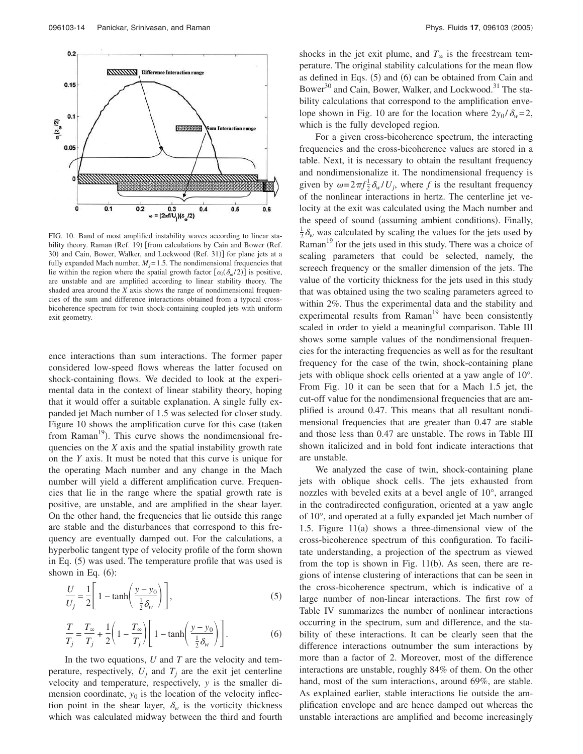FIG. 10. Band of most amplified instability waves according to linear stability theory. Raman (Ref. 19) [from calculations by Cain and Bower (Ref. 30) and Cain, Bower, Walker, and Lockwood (Ref. 31)] for plane jets at a fully expanded Mach number, $M_j=1.5$. The nondimensional frequencies that lie within the region where the spatial growth factor $[\alpha_i(\delta_\omega/2)]$ is positive, are unstable and are amplified according to linear stability theory. The shaded area around the $X$ axis shows the range of nondimensional frequencies of the sum and difference interactions obtained from a typical cross-bicoherence spectrum for twin shock-containing coupled jets with uniform exit geometry.

ence interactions than sum interactions. The former paper considered low-speed flows whereas the latter focused on shock-containing flows. We decided to look at the experimental data in the context of linear stability theory, hoping that it would offer a suitable explanation. A single fully expanded jet Mach number of 1.5 was selected for closer study. Figure 10 shows the amplification curve for this case (taken from Raman[19]). This curve shows the nondimensional frequencies on the $X$ axis and the spatial instability growth rate on the $Y$ axis. It must be noted that this curve is unique for the operating Mach number and any change in the Mach number will yield a different amplification curve. Frequencies that lie in the range where the spatial growth rate is positive, are unstable, and are amplified in the shear layer. On the other hand, the frequencies that lie outside this range are stable and the disturbances that correspond to this frequency are eventually damped out. For the calculations, a hyperbolic tangent type of velocity profile of the form shown in Eq. (5) was used. The temperature profile that was used is shown in Eq. (6):

$$\frac{U}{U_j}=\frac{1}{2}\left[1-\tanh\left(\frac{y-y_0}{\frac{1}{2}\delta_w}\right)\right], \tag{5}$$

$$\frac{T}{T_j}=\frac{T_\infty}{T_j}+\frac{1}{2}\left(1-\frac{T_\infty}{T_j}\right)\left[1-\tanh\left(\frac{y-y_0}{\frac{1}{2}\delta_w}\right)\right]. \tag{6}$$

In the two equations, $U$ and $T$ are the velocity and temperature, respectively, $U_j$ and $T_j$ are the exit jet centerline velocity and temperature, respectively, $y$ is the smaller dimension coordinate, $y_0$ is the location of the velocity inflection point in the shear layer, $\delta_w$ is the vorticity thickness which was calculated midway between the third and fourth shocks in the jet exit plume, and $T_\infty$ is the freestream temperature. The original stability calculations for the mean flow as defined in Eqs. (5) and (6) can be obtained from Cain and Bower[30] and Cain, Bower, Walker, and Lockwood.[31] The stability calculations that correspond to the amplification envelope shown in Fig. 10 are for the location where $2y_0/\delta_w=2$, which is the fully developed region.

For a given cross-bicoherence spectrum, the interacting frequencies and the cross-bicoherence values are stored in a table. Next, it is necessary to obtain the resultant frequency and nondimensionalize it. The nondimensional frequency is given by $\omega=2\pi f\frac{1}{2}\delta_w/U_j$, where $f$ is the resultant frequency of the nonlinear interactions in hertz. The centerline jet velocity at the exit was calculated using the Mach number and the speed of sound (assuming ambient conditions). Finally, $\frac{1}{2}\delta_w$ was calculated by scaling the values for the jets used by Raman[19] for the jets used in this study. There was a choice of scaling parameters that could be selected, namely, the screech frequency or the smaller dimension of the jets. The value of the vorticity thickness for the jets used in this study that was obtained using the two scaling parameters agreed to within 2%. Thus the experimental data and the stability and experimental results from Raman[19] have been consistently scaled in order to yield a meaningful comparison. Table III shows some sample values of the nondimensional frequencies for the interacting frequencies as well as for the resultant frequency for the case of the twin, shock-containing plane jets with oblique shock cells oriented at a yaw angle of 10°. From Fig. 10 it can be seen that for a Mach 1.5 jet, the cut-off value for the nondimensional frequencies that are amplified is around 0.47. This means that all resultant nondimensional frequencies that are greater than 0.47 are stable and those less than 0.47 are unstable. The rows in Table III shown italicized and in bold font indicate interactions that are unstable.

We analyzed the case of twin, shock-containing plane jets with oblique shock cells. The jets exhausted from nozzles with beveled exits at a bevel angle of 10°, arranged in the contradirected configuration, oriented at a yaw angle of 10°, and operated at a fully expanded jet Mach number of 1.5. Figure 11(a) shows a three-dimensional view of the cross-bicoherence spectrum of this configuration. To facilitate understanding, a projection of the spectrum as viewed from the top is shown in Fig. 11(b). As seen, there are regions of intense clustering of interactions that can be seen in the cross-bicoherence spectrum, which is indicative of a large number of non-linear interactions. The first row of Table IV summarizes the number of nonlinear interactions occurring in the spectrum, sum and difference, and the stability of these interactions. It can be clearly seen that the difference interactions outnumber the sum interactions by more than a factor of 2. Moreover, most of the difference interactions are unstable, roughly 84% of them. On the other hand, most of the sum interactions, around 69%, are stable. As explained earlier, stable interactions lie outside the amplification envelope and are hence damped out whereas the unstable interactions are amplified and become increasingly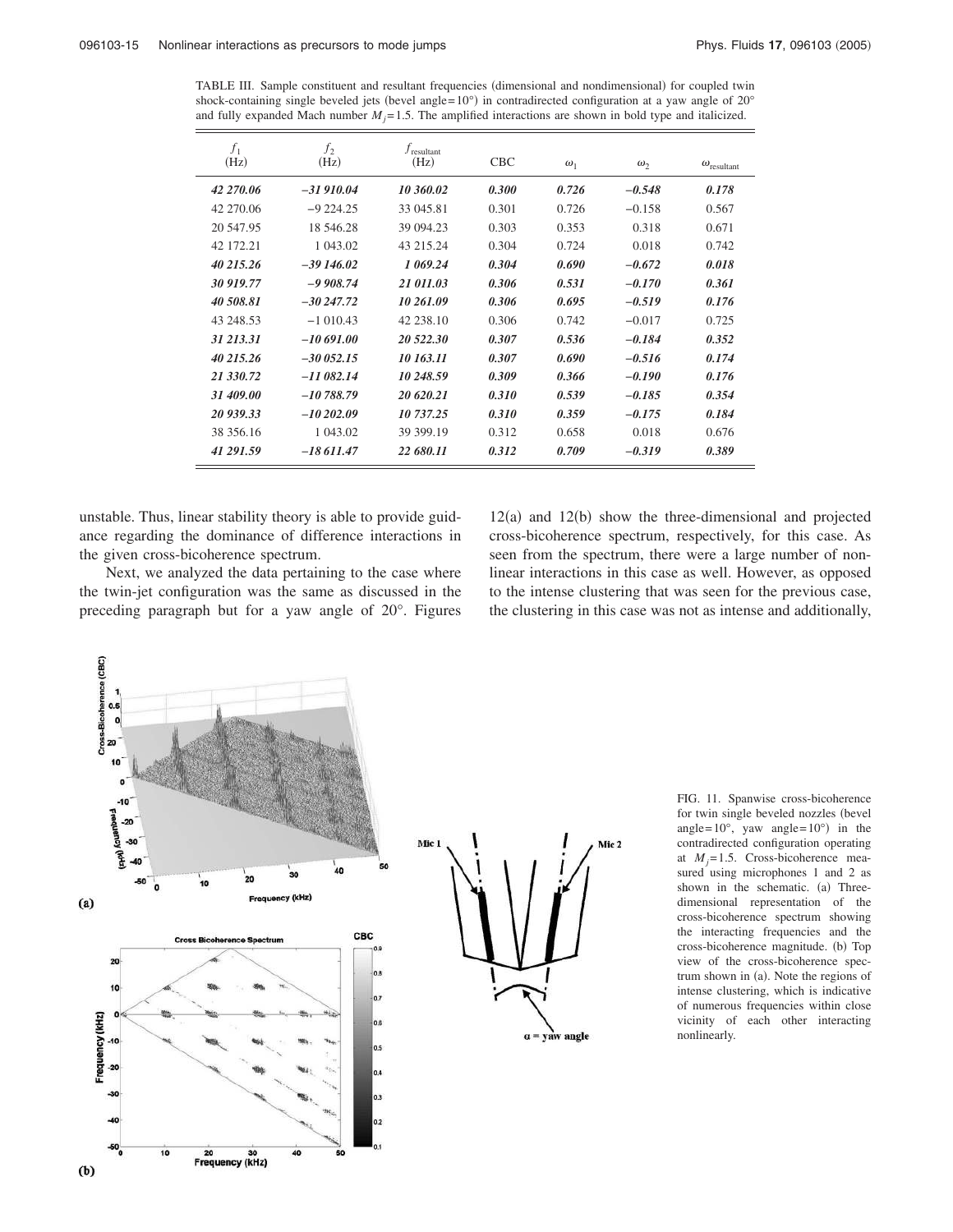TABLE III. Sample constituent and resultant frequencies (dimensional and nondimensional) for coupled twin shock-containing single beveled jets (bevel angle=10°) in contradirected configuration at a yaw angle of 20° and fully expanded Mach number $M_j=1.5$. The amplified interactions are shown in bold type and italicized.

| $f_1$ (Hz) | $f_2$ (Hz) | $f_{\text{resultant}}$ (Hz) | CBC | $\omega_1$ | $\omega_2$ | $\omega_{\text{resultant}}$ |
|---|---|---|---|---|---|---|
| ***42 270.06*** | ***−31 910.04*** | ***10 360.02*** | ***0.300*** | ***0.726*** | ***−0.548*** | ***0.178*** |
| 42 270.06 | −9 224.25 | 33 045.81 | 0.301 | 0.726 | −0.158 | 0.567 |
| 20 547.95 | 18 546.28 | 39 094.23 | 0.303 | 0.353 | 0.318 | 0.671 |
| 42 172.21 | 1 043.02 | 43 215.24 | 0.304 | 0.724 | 0.018 | 0.742 |
| ***40 215.26*** | ***−39 146.02*** | ***1 069.24*** | ***0.304*** | ***0.690*** | ***−0.672*** | ***0.018*** |
| ***30 919.77*** | ***−9 908.74*** | ***21 011.03*** | ***0.306*** | ***0.531*** | ***−0.170*** | ***0.361*** |
| ***40 508.81*** | ***−30 247.72*** | ***10 261.09*** | ***0.306*** | ***0.695*** | ***−0.519*** | ***0.176*** |
| 43 248.53 | −1 010.43 | 42 238.10 | 0.306 | 0.742 | −0.017 | 0.725 |
| ***31 213.31*** | ***−10 691.00*** | ***20 522.30*** | ***0.307*** | ***0.536*** | ***−0.184*** | ***0.352*** |
| ***40 215.26*** | ***−30 052.15*** | ***10 163.11*** | ***0.307*** | ***0.690*** | ***−0.516*** | ***0.174*** |
| ***21 330.72*** | ***−11 082.14*** | ***10 248.59*** | ***0.309*** | ***0.366*** | ***−0.190*** | ***0.176*** |
| ***31 409.00*** | ***−10 788.79*** | ***20 620.21*** | ***0.310*** | ***0.539*** | ***−0.185*** | ***0.354*** |
| ***20 939.33*** | ***−10 202.09*** | ***10 737.25*** | ***0.310*** | ***0.359*** | ***−0.175*** | ***0.184*** |
| 38 356.16 | 1 043.02 | 39 399.19 | 0.312 | 0.658 | 0.018 | 0.676 |
| ***41 291.59*** | ***−18 611.47*** | ***22 680.11*** | ***0.312*** | ***0.709*** | ***−0.319*** | ***0.389*** |

unstable. Thus, linear stability theory is able to provide guidance regarding the dominance of difference interactions in the given cross-bicoherence spectrum.

Next, we analyzed the data pertaining to the case where the twin-jet configuration was the same as discussed in the preceding paragraph but for a yaw angle of 20°. Figures 12(a) and 12(b) show the three-dimensional and projected cross-bicoherence spectrum, respectively, for this case. As seen from the spectrum, there were a large number of nonlinear interactions in this case as well. However, as opposed to the intense clustering that was seen for the previous case, the clustering in this case was not as intense and additionally,

FIG. 11. Spanwise cross-bicoherence for twin single beveled nozzles (bevel angle=10°, yaw angle=10°) in the contradirected configuration operating at $M_j=1.5$. Cross-bicoherence measured using microphones 1 and 2 as shown in the schematic. (a) Three-dimensional representation of the cross-bicoherence spectrum showing the interacting frequencies and the cross-bicoherence magnitude. (b) Top view of the cross-bicoherence spectrum shown in (a). Note the regions of intense clustering, which is indicative of numerous frequencies within close vicinity of each other interacting nonlinearly.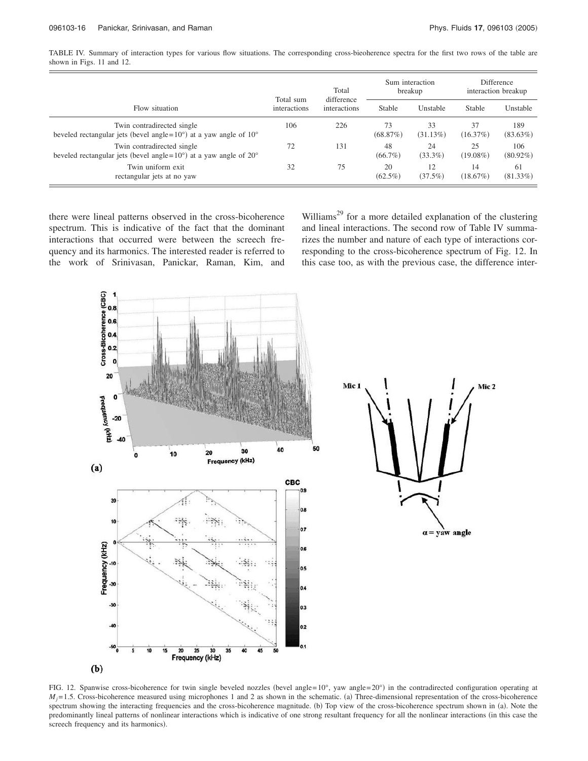TABLE IV. Summary of interaction types for various flow situations. The corresponding cross-bieoherence spectra for the first two rows of the table are shown in Figs. 11 and 12.

| Flow situation | Total sum interactions | Total difference interactions | Sum interaction breakup | | Difference interaction breakup | |
|---|---|---|---|---|---|---|
| | | | Stable | Unstable | Stable | Unstable |
| Twin contradirected single beveled rectangular jets (bevel angle=10°) at a yaw angle of 10° | 106 | 226 | 73 (68.87%) | 33 (31.13%) | 37 (16.37%) | 189 (83.63%) |
| Twin contradirected single beveled rectangular jets (bevel angle=10°) at a yaw angle of 20° | 72 | 131 | 48 (66.7%) | 24 (33.3%) | 25 (19.08%) | 106 (80.92%) |
| Twin uniform exit rectangular jets at no yaw | 32 | 75 | 20 (62.5%) | 12 (37.5%) | 14 (18.67%) | 61 (81.33%) |

there were lineal patterns observed in the cross-bicoherence spectrum. This is indicative of the fact that the dominant interactions that occurred were between the screech frequency and its harmonics. The interested reader is referred to the work of Srinivasan, Panickar, Raman, Kim, and Williams[29] for a more detailed explanation of the clustering and lineal interactions. The second row of Table IV summarizes the number and nature of each type of interactions corresponding to the cross-bicoherence spectrum of Fig. 12. In this case too, as with the previous case, the difference inter-

FIG. 12. Spanwise cross-bicoherence for twin single beveled nozzles (bevel angle=10°, yaw angle=20°) in the contradirected configuration operating at $M_j=1.5$. Cross-bicoherence measured using microphones 1 and 2 as shown in the schematic. (a) Three-dimensional representation of the cross-bicoherence spectrum showing the interacting frequencies and the cross-bicoherence magnitude. (b) Top view of the cross-bicoherence spectrum shown in (a). Note the predominantly lineal patterns of nonlinear interactions which is indicative of one strong resultant frequency for all the nonlinear interactions (in this case the screech frequency and its harmonics).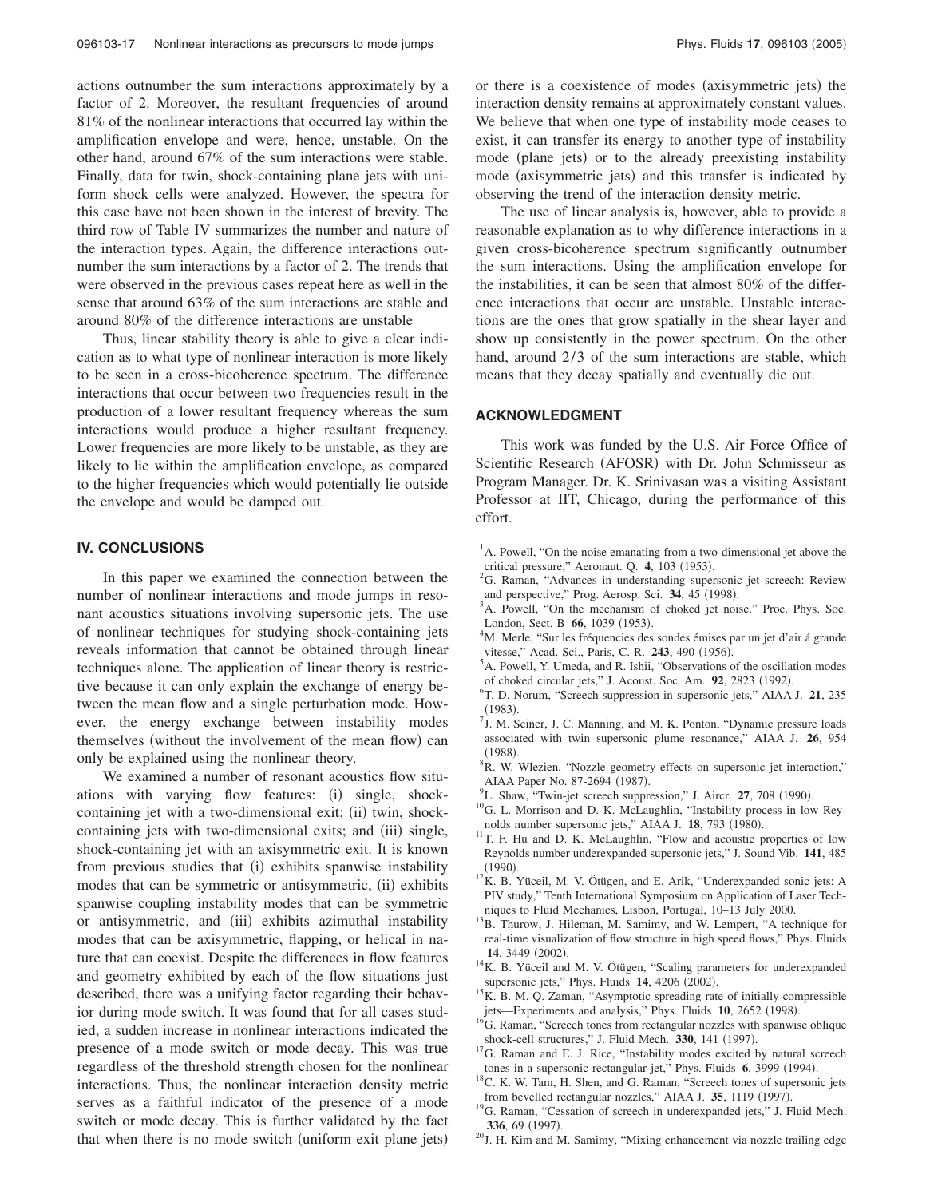actions outnumber the sum interactions approximately by a factor of 2. Moreover, the resultant frequencies of around 81% of the nonlinear interactions that occurred lay within the amplification envelope and were, hence, unstable. On the other hand, around 67% of the sum interactions were stable. Finally, data for twin, shock-containing plane jets with uniform shock cells were analyzed. However, the spectra for this case have not been shown in the interest of brevity. The third row of Table IV summarizes the number and nature of the interaction types. Again, the difference interactions outnumber the sum interactions by a factor of 2. The trends that were observed in the previous cases repeat here as well in the sense that around 63% of the sum interactions are stable and around 80% of the difference interactions are unstable

Thus, linear stability theory is able to give a clear indication as to what type of nonlinear interaction is more likely to be seen in a cross-bicoherence spectrum. The difference interactions that occur between two frequencies result in the production of a lower resultant frequency whereas the sum interactions would produce a higher resultant frequency. Lower frequencies are more likely to be unstable, as they are likely to lie within the amplification envelope, as compared to the higher frequencies which would potentially lie outside the envelope and would be damped out.

## IV. CONCLUSIONS

In this paper we examined the connection between the number of nonlinear interactions and mode jumps in resonant acoustics situations involving supersonic jets. The use of nonlinear techniques for studying shock-containing jets reveals information that cannot be obtained through linear techniques alone. The application of linear theory is restrictive because it can only explain the exchange of energy between the mean flow and a single perturbation mode. However, the energy exchange between instability modes themselves (without the involvement of the mean flow) can only be explained using the nonlinear theory.

We examined a number of resonant acoustics flow situations with varying flow features: (i) single, shock-containing jet with a two-dimensional exit; (ii) twin, shock-containing jets with two-dimensional exits; and (iii) single, shock-containing jet with an axisymmetric exit. It is known from previous studies that (i) exhibits spanwise instability modes that can be symmetric or antisymmetric, (ii) exhibits spanwise coupling instability modes that can be symmetric or antisymmetric, and (iii) exhibits azimuthal instability modes that can be axisymmetric, flapping, or helical in nature that can coexist. Despite the differences in flow features and geometry exhibited by each of the flow situations just described, there was a unifying factor regarding their behavior during mode switch. It was found that for all cases studied, a sudden increase in nonlinear interactions indicated the presence of a mode switch or mode decay. This was true regardless of the threshold strength chosen for the nonlinear interactions. Thus, the nonlinear interaction density metric serves as a faithful indicator of the presence of a mode switch or mode decay. This is further validated by the fact that when there is no mode switch (uniform exit plane jets) or there is a coexistence of modes (axisymmetric jets) the interaction density remains at approximately constant values. We believe that when one type of instability mode ceases to exist, it can transfer its energy to another type of instability mode (plane jets) or to the already preexisting instability mode (axisymmetric jets) and this transfer is indicated by observing the trend of the interaction density metric.

The use of linear analysis is, however, able to provide a reasonable explanation as to why difference interactions in a given cross-bicoherence spectrum significantly outnumber the sum interactions. Using the amplification envelope for the instabilities, it can be seen that almost 80% of the difference interactions that occur are unstable. Unstable interactions are the ones that grow spatially in the shear layer and show up consistently in the power spectrum. On the other hand, around 2/3 of the sum interactions are stable, which means that they decay spatially and eventually die out.

## ACKNOWLEDGMENT

This work was funded by the U.S. Air Force Office of Scientific Research (AFOSR) with Dr. John Schmisseur as Program Manager. Dr. K. Srinivasan was a visiting Assistant Professor at IIT, Chicago, during the performance of this effort.

[1] A. Powell, "On the noise emanating from a two-dimensional jet above the critical pressure," Aeronaut. Q. **4**, 103 (1953).

[2] G. Raman, "Advances in understanding supersonic jet screech: Review and perspective," Prog. Aerosp. Sci. **34**, 45 (1998).

[3] A. Powell, "On the mechanism of choked jet noise," Proc. Phys. Soc. London, Sect. B **66**, 1039 (1953).

[4] M. Merle, "Sur les fréquencies des sondes émises par un jet d'air á grande vitesse," Acad. Sci., Paris, C. R. **243**, 490 (1956).

[5] A. Powell, Y. Umeda, and R. Ishii, "Observations of the oscillation modes of choked circular jets," J. Acoust. Soc. Am. **92**, 2823 (1992).

[6] T. D. Norum, "Screech suppression in supersonic jets," AIAA J. **21**, 235 (1983).

[7] J. M. Seiner, J. C. Manning, and M. K. Ponton, "Dynamic pressure loads associated with twin supersonic plume resonance," AIAA J. **26**, 954 (1988).

[8] R. W. Wlezien, "Nozzle geometry effects on supersonic jet interaction," AIAA Paper No. 87-2694 (1987).

[9] L. Shaw, "Twin-jet screech suppression," J. Aircr. **27**, 708 (1990).

[10] G. L. Morrison and D. K. McLaughlin, "Instability process in low Reynolds number supersonic jets," AIAA J. **18**, 793 (1980).

[11] T. F. Hu and D. K. McLaughlin, "Flow and acoustic properties of low Reynolds number underexpanded supersonic jets," J. Sound Vib. **141**, 485 (1990).

[12] K. B. Yüceil, M. V. Ötügen, and E. Arik, "Underexpanded sonic jets: A PIV study," Tenth International Symposium on Application of Laser Techniques to Fluid Mechanics, Lisbon, Portugal, 10–13 July 2000.

[13] B. Thurow, J. Hileman, M. Samimy, and W. Lempert, "A technique for real-time visualization of flow structure in high speed flows," Phys. Fluids **14**, 3449 (2002).

[14] K. B. Yüceil and M. V. Ötügen, "Scaling parameters for underexpanded supersonic jets," Phys. Fluids **14**, 4206 (2002).

[15] K. B. M. Q. Zaman, "Asymptotic spreading rate of initially compressible jets—Experiments and analysis," Phys. Fluids **10**, 2652 (1998).

[16] G. Raman, "Screech tones from rectangular nozzles with spanwise oblique shock-cell structures," J. Fluid Mech. **330**, 141 (1997).

[17] G. Raman and E. J. Rice, "Instability modes excited by natural screech tones in a supersonic rectangular jet," Phys. Fluids **6**, 3999 (1994).

[18] C. K. W. Tam, H. Shen, and G. Raman, "Screech tones of supersonic jets from bevelled rectangular nozzles," AIAA J. **35**, 1119 (1997).

[19] G. Raman, "Cessation of screech in underexpanded jets," J. Fluid Mech. **336**, 69 (1997).

[20] J. H. Kim and M. Samimy, "Mixing enhancement via nozzle trailing edge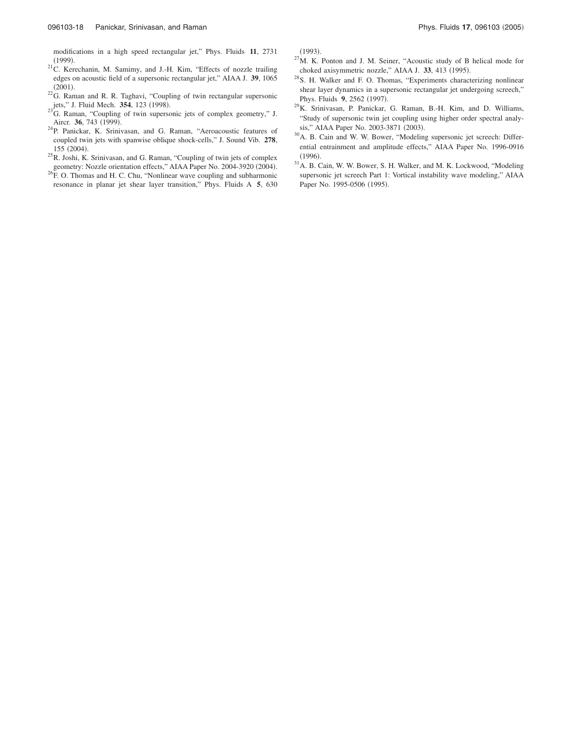modifications in a high speed rectangular jet," Phys. Fluids **11**, 2731 (1999).

[21] C. Kerechanin, M. Samimy, and J.-H. Kim, "Effects of nozzle trailing edges on acoustic field of a supersonic rectangular jet," AIAA J. **39**, 1065 (2001).

[22] G. Raman and R. R. Taghavi, "Coupling of twin rectangular supersonic jets," J. Fluid Mech. **354**, 123 (1998).

[23] G. Raman, "Coupling of twin supersonic jets of complex geometry," J. Aircr. **36**, 743 (1999).

[24] P. Panickar, K. Srinivasan, and G. Raman, "Aeroacoustic features of coupled twin jets with spanwise oblique shock-cells," J. Sound Vib. **278**, 155 (2004).

[25] R. Joshi, K. Srinivasan, and G. Raman, "Coupling of twin jets of complex geometry: Nozzle orientation effects," AIAA Paper No. 2004-3920 (2004).

[26] F. O. Thomas and H. C. Chu, "Nonlinear wave coupling and subharmonic resonance in planar jet shear layer transition," Phys. Fluids A **5**, 630 (1993).

[27] M. K. Ponton and J. M. Seiner, "Acoustic study of B helical mode for choked axisymmetric nozzle," AIAA J. **33**, 413 (1995).

[28] S. H. Walker and F. O. Thomas, "Experiments characterizing nonlinear shear layer dynamics in a supersonic rectangular jet undergoing screech," Phys. Fluids **9**, 2562 (1997).

[29] K. Srinivasan, P. Panickar, G. Raman, B.-H. Kim, and D. Williams, "Study of supersonic twin jet coupling using higher order spectral analysis," AIAA Paper No. 2003-3871 (2003).

[30] A. B. Cain and W. W. Bower, "Modeling supersonic jet screech: Differential entrainment and amplitude effects," AIAA Paper No. 1996-0916 (1996).

[31] A. B. Cain, W. W. Bower, S. H. Walker, and M. K. Lockwood, "Modeling supersonic jet screech Part 1: Vortical instability wave modeling," AIAA Paper No. 1995-0506 (1995).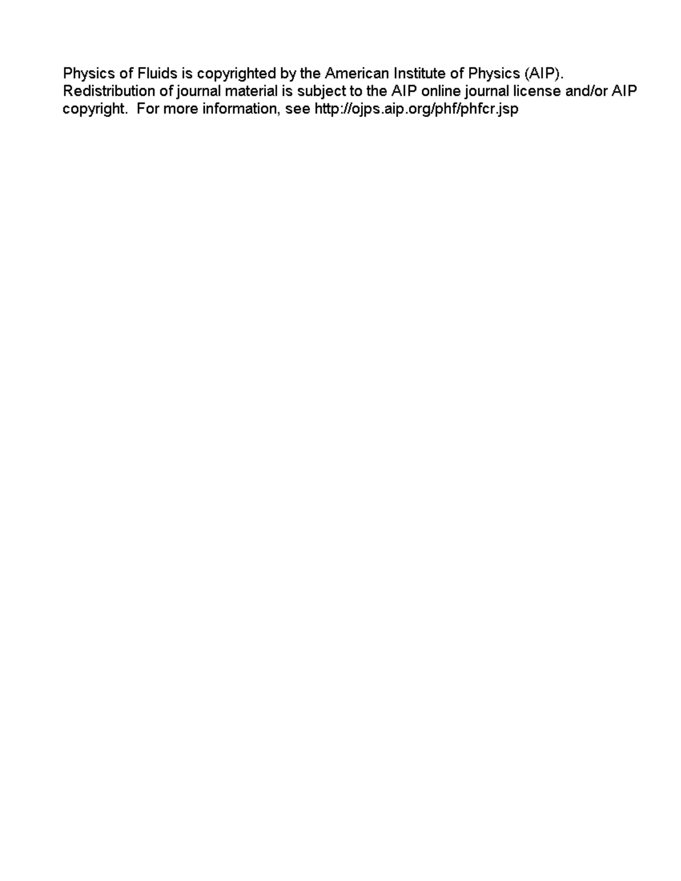Physics of Fluids is copyrighted by the American Institute of Physics (AIP). Redistribution of journal material is subject to the AIP online journal license and/or AIP copyright. For more information, see http://ojps.aip.org/phf/phfcr.jsp